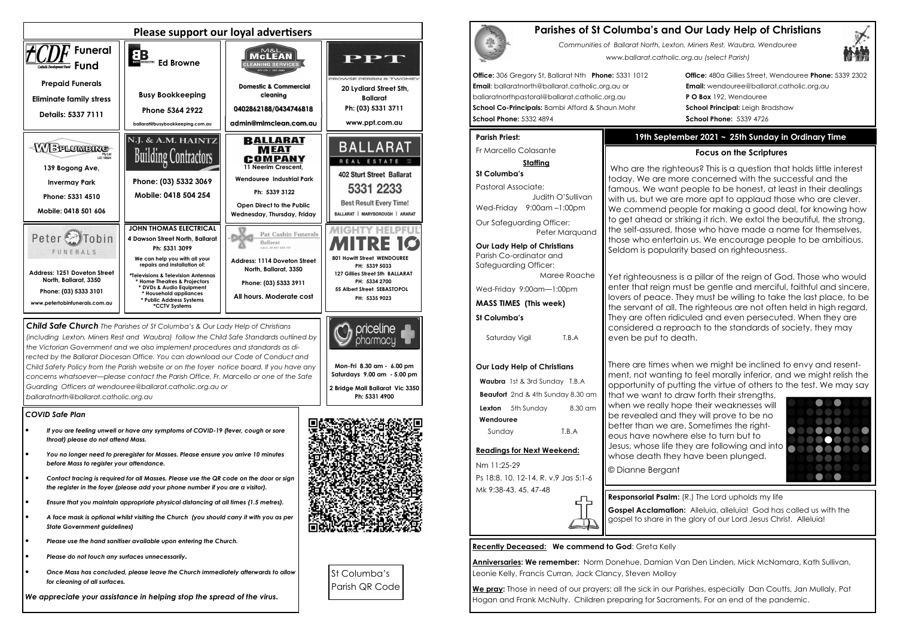## Please support our loyal advertisers

**CDF Funeral Fund** – Catholic Development Fund

Prepaid Funerals

Eliminate family stress

Details: 5337 7111

**Ed Browne**

Busy Bookkeeping

Phone 5364 2922

ballarat@busybookkeeping.com.au

**M&L McLEAN CLEANING SERVICES**

Domestic & Commercial cleaning

0402862188/0434746818

admin@mlmclean.com.au

**PPT** – Prowse Perrin & Twomey

20 Lydiard Street Sth, Ballarat

Ph: (03) 5331 3711

www.ppt.com.au

**WB Plumbing** Pty Ltd LIC 16824

139 Bogong Ave, Invermay Park

Phone: 5331 4510

Mobile: 0418 501 606

**N.J. & A.M. HAINTZ Building Contractors**

Phone: (03) 5332 3069

Mobile: 0418 504 254

**BALLARAT MEAT COMPANY**

11 Neerim Crescent, Wendouree Industrial Park

Ph: 5339 3122

Open Direct to the Public Wednesday, Thursday, Friday

**BALLARAT REAL ESTATE**

402 Sturt Street Ballarat

5331 2233

Best Result Every Time!

BALLARAT | MARYBOROUGH | ARARAT

**Peter Tobin FUNERALS**

Address: 1251 Doveton Street North, Ballarat, 3350

Phone: (03) 5333 3101

www.petertobinfunerals.com.au

**JOHN THOMAS ELECTRICAL**

4 Dawson Street North, Ballarat

Ph: 5331 3099

We can help you with all your repairs and installation of:

*Televisions & Television Antennas
* Home Theatres & Projectors
* DVDs & Audio Equipment
* Household appliances
* Public Address Systems
*CCTV Systems

**Pat Cashin Funerals** Ballarat

Address: 1114 Doveton Street North, Ballarat, 3350

Phone: (03) 5333 3911

All hours. Moderate cost

**MIGHTY HELPFUL MITRE 10**

801 Howitt Street WENDOUREE PH: 5339 5033

127 Gillies Street Sth BALLARAT PH: 5334 2700

55 Albert Street SEBASTOPOL PH: 5335 9023

*__Child Safe Church__ The Parishes of St Columba's & Our Lady Help of Christians (including Lexton, Miners Rest and Waubra) follow the Child Safe Standards outlined by the Victorian Government and we also implement procedures and standards as directed by the Ballarat Diocesan Office. You can download our Code of Conduct and Child Safety Policy from the Parish website or on the foyer notice board. If you have any concerns whatsoever—please contact the Parish Office, Fr. Marcello or one of the Safe Guarding Officers at wendouree@ballarat.catholic.org.au or ballaratnorth@ballarat.catholic.org.au*

**priceline pharmacy**

Mon-Fri 8.30 am - 6.00 pm
Saturdays 9.00 am - 5.00 pm

2 Bridge Mall Ballarat Vic 3350
Ph: 5331 4900

### COVID Safe Plan

- *If you are feeling unwell or have any symptoms of COVID-19 (fever, cough or sore throat) please do not attend Mass.*
- *You no longer need to preregister for Masses. Please ensure you arrive 10 minutes before Mass to register your attendance.*
- *Contact tracing is required for all Masses. Please use the QR code on the door or sign the register in the foyer (please add your phone number if you are a visitor).*
- *Ensure that you maintain appropriate physical distancing at all times (1.5 metres).*
- *A face mask is optional whilst visiting the Church (you should carry it with you as per State Government guidelines)*
- *Please use the hand sanitiser available upon entering the Church.*
- *Please do not touch any surfaces unnecessarily.*
- *Once Mass has concluded, please leave the Church immediately afterwards to allow for cleaning of all surfaces.*

***We appreciate your assistance in helping stop the spread of the virus.***

St Columba's Parish QR Code

# Parishes of St Columba's and Our Lady Help of Christians

*Communities of Ballarat North, Lexton, Miners Rest, Waubra, Wendouree*

*www.ballarat.catholic.org.au (select Parish)*

**Office:** 306 Gregory St, Ballarat Nth **Phone:** 5331 1012
**Email**: ballaratnorth@ballarat.catholic.org.au or ballaratnorthpastoral@ballarat.catholic.org.au
**School Co-Principals:** Bambi Afford & Shaun Mohr
**School Phone:** 5332 4894

**Office:** 480a Gillies Street, Wendouree **Phone:** 5339 2302
**Email:** wendouree@ballarat.catholic.org.au
**P O Box** 192, Wendouree
**School Principal:** Leigh Bradshaw
**School Phone:** 5339 4726

**Parish Priest:**

Fr Marcello Colasante

**__Staffing__**

**St Columba's**

Pastoral Associate: Judith O'Sullivan

Wed-Friday 9:00am –1:00pm

Our Safeguarding Officer: Peter Marquand

**Our Lady Help of Christians**

Parish Co-ordinator and Safeguarding Officer: Maree Roache

Wed-Friday 9:00am—1:00pm

**MASS TIMES (This week)**

**St Columba's**

Saturday Vigil T.B.A

**Our Lady Help of Christians**

**Waubra** 1st & 3rd Sunday T.B.A

**Beaufort** 2nd & 4th Sunday 8.30 am

**Lexton** 5th Sunday 8.30 am

**Wendouree**

Sunday T.B.A

**__Readings for Next Weekend:__**

Nm 11:25-29

Ps 18:8. 10. 12-14. R. v.9 Jas 5:1-6

Mk 9:38-43. 45. 47-48

## 19th September 2021 ~ 25th Sunday in Ordinary Time

### Focus on the Scriptures

Who are the righteous? This is a question that holds little interest today. We are more concerned with the successful and the famous. We want people to be honest, at least in their dealings with us, but we are more apt to applaud those who are clever. We commend people for making a good deal, for knowing how to get ahead or striking it rich. We extol the beautiful, the strong, the self-assured, those who have made a name for themselves, those who entertain us. We encourage people to be ambitious. Seldom is popularity based on righteousness.

Yet righteousness is a pillar of the reign of God. Those who would enter that reign must be gentle and merciful, faithful and sincere, lovers of peace. They must be willing to take the last place, to be the servant of all. The righteous are not often held in high regard. They are often ridiculed and even persecuted. When they are considered a reproach to the standards of society, they may even be put to death.

There are times when we might be inclined to envy and resentment, not wanting to feel morally inferior, and we might relish the opportunity of putting the virtue of others to the test. We may say that we want to draw forth their strengths, when we really hope their weaknesses will be revealed and they will prove to be no better than we are. Sometimes the righteous have nowhere else to turn but to Jesus, whose life they are following and into whose death they have been plunged.

© Dianne Bergant

**Responsorial Psalm:** (R.) The Lord upholds my life

**Gospel Acclamation:** Alleluia, alleluia! God has called us with the gospel to share in the glory of our Lord Jesus Christ. Alleluia!

**__Recently Deceased:__ We commend to God**: Greta Kelly

**__Anniversaries__: We remember:** Norm Donehue, Damian Van Den Linden, Mick McNamara, Kath Sullivan, Leonie Kelly, Francis Curran, Jack Clancy, Steven Molloy

**__We pray__:** Those in need of our prayers; all the sick in our Parishes, especially Dan Coutts, Jan Mullaly, Pat Hogan and Frank McNulty. Children preparing for Sacraments. For an end of the pandemic.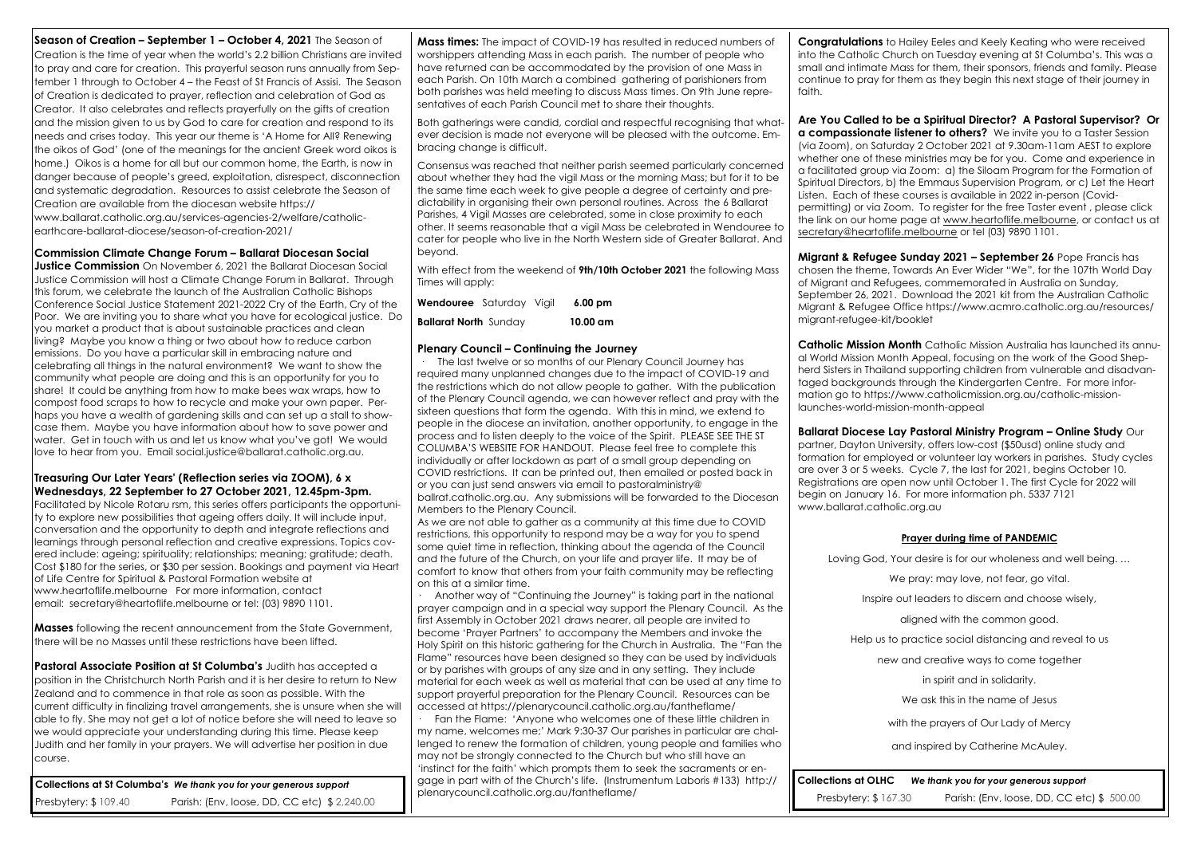**Season of Creation – September 1 – October 4, 2021** The Season of Creation is the time of year when the world's 2.2 billion Christians are invited to pray and care for creation. This prayerful season runs annually from September 1 through to October 4 – the Feast of St Francis of Assisi. The Season of Creation is dedicated to prayer, reflection and celebration of God as Creator. It also celebrates and reflects prayerfully on the gifts of creation and the mission given to us by God to care for creation and respond to its needs and crises today. This year our theme is 'A Home for All? Renewing the oikos of God' (one of the meanings for the ancient Greek word oikos is home.) Oikos is a home for all but our common home, the Earth, is now in danger because of people's greed, exploitation, disrespect, disconnection and systematic degradation. Resources to assist celebrate the Season of Creation are available from the diocesan website https://www.ballarat.catholic.org.au/services-agencies-2/welfare/catholic-earthcare-ballarat-diocese/season-of-creation-2021/

**Commission Climate Change Forum – Ballarat Diocesan Social Justice Commission** On November 6, 2021 the Ballarat Diocesan Social Justice Commission will host a Climate Change Forum in Ballarat. Through this forum, we celebrate the launch of the Australian Catholic Bishops Conference Social Justice Statement 2021-2022 Cry of the Earth, Cry of the Poor. We are inviting you to share what you have for ecological justice. Do you market a product that is about sustainable practices and clean living? Maybe you know a thing or two about how to reduce carbon emissions. Do you have a particular skill in embracing nature and celebrating all things in the natural environment? We want to show the community what people are doing and this is an opportunity for you to share! It could be anything from how to make bees wax wraps, how to compost food scraps to how to recycle and make your own paper. Perhaps you have a wealth of gardening skills and can set up a stall to showcase them. Maybe you have information about how to save power and water. Get in touch with us and let us know what you've got! We would love to hear from you. Email social.justice@ballarat.catholic.org.au.

**Treasuring Our Later Years' (Reflection series via ZOOM), 6 x Wednesdays, 22 September to 27 October 2021, 12.45pm-3pm.** Facilitated by Nicole Rotaru rsm, this series offers participants the opportunity to explore new possibilities that ageing offers daily. It will include input, conversation and the opportunity to depth and integrate reflections and learnings through personal reflection and creative expressions. Topics covered include: ageing; spirituality; relationships; meaning; gratitude; death. Cost $180 for the series, or $30 per session. Bookings and payment via Heart of Life Centre for Spiritual & Pastoral Formation website at www.heartoflife.melbourne For more information, contact email: secretary@heartoflife.melbourne or tel: (03) 9890 1101.

**Masses** following the recent announcement from the State Government, there will be no Masses until these restrictions have been lifted.

**Pastoral Associate Position at St Columba's** Judith has accepted a position in the Christchurch North Parish and it is her desire to return to New Zealand and to commence in that role as soon as possible. With the current difficulty in finalizing travel arrangements, she is unsure when she will able to fly. She may not get a lot of notice before she will need to leave so we would appreciate your understanding during this time. Please keep Judith and her family in your prayers. We will advertise her position in due course.

**Collections at St Columba's** *We thank you for your generous support*

Presbytery: $ 109.40 Parish: (Env, loose, DD, CC etc) $ 2,240.00

**Mass times:** The impact of COVID-19 has resulted in reduced numbers of worshippers attending Mass in each parish. The number of people who have returned can be accommodated by the provision of one Mass in each Parish. On 10th March a combined gathering of parishioners from both parishes was held meeting to discuss Mass times. On 9th June representatives of each Parish Council met to share their thoughts.

Both gatherings were candid, cordial and respectful recognising that whatever decision is made not everyone will be pleased with the outcome. Embracing change is difficult.

Consensus was reached that neither parish seemed particularly concerned about whether they had the vigil Mass or the morning Mass; but for it to be the same time each week to give people a degree of certainty and predictability in organising their own personal routines. Across the 6 Ballarat Parishes, 4 Vigil Masses are celebrated, some in close proximity to each other. It seems reasonable that a vigil Mass be celebrated in Wendouree to cater for people who live in the North Western side of Greater Ballarat. And beyond.

With effect from the weekend of **9th/10th October 2021** the following Mass Times will apply:

**Wendouree** Saturday Vigil **6.00 pm**

**Ballarat North** Sunday **10.00 am**

**Plenary Council – Continuing the Journey**

- The last twelve or so months of our Plenary Council Journey has required many unplanned changes due to the impact of COVID-19 and the restrictions which do not allow people to gather. With the publication of the Plenary Council agenda, we can however reflect and pray with the sixteen questions that form the agenda. With this in mind, we extend to people in the diocese an invitation, another opportunity, to engage in the process and to listen deeply to the voice of the Spirit. PLEASE SEE THE ST COLUMBA'S WEBSITE FOR HANDOUT. Please feel free to complete this individually or after lockdown as part of a small group depending on COVID restrictions. It can be printed out, then emailed or posted back in or you can just send answers via email to pastoralministry@ballrat.catholic.org.au. Any submissions will be forwarded to the Diocesan Members to the Plenary Council.

As we are not able to gather as a community at this time due to COVID restrictions, this opportunity to respond may be a way for you to spend some quiet time in reflection, thinking about the agenda of the Council and the future of the Church, on your life and prayer life. It may be of comfort to know that others from your faith community may be reflecting on this at a similar time.

- Another way of "Continuing the Journey" is taking part in the national prayer campaign and in a special way support the Plenary Council. As the first Assembly in October 2021 draws nearer, all people are invited to become 'Prayer Partners' to accompany the Members and invoke the Holy Spirit on this historic gathering for the Church in Australia. The "Fan the Flame" resources have been designed so they can be used by individuals or by parishes with groups of any size and in any setting. They include material for each week as well as material that can be used at any time to support prayerful preparation for the Plenary Council. Resources can be accessed at https://plenarycouncil.catholic.org.au/fantheflame/
- Fan the Flame: 'Anyone who welcomes one of these little children in my name, welcomes me;' Mark 9:30-37 Our parishes in particular are challenged to renew the formation of children, young people and families who may not be strongly connected to the Church but who still have an 'instinct for the faith' which prompts them to seek the sacraments or engage in part with of the Church's life. (Instrumentum Laboris #133) http://plenarycouncil.catholic.org.au/fantheflame/

**Congratulations** to Hailey Eeles and Keely Keating who were received into the Catholic Church on Tuesday evening at St Columba's. This was a small and intimate Mass for them, their sponsors, friends and family. Please continue to pray for them as they begin this next stage of their journey in faith.

**Are You Called to be a Spiritual Director? A Pastoral Supervisor? Or a compassionate listener to others?** We invite you to a Taster Session (via Zoom), on Saturday 2 October 2021 at 9.30am-11am AEST to explore whether one of these ministries may be for you. Come and experience in a facilitated group via Zoom: a) the Siloam Program for the Formation of Spiritual Directors, b) the Emmaus Supervision Program, or c) Let the Heart Listen. Each of these courses is available in 2022 in-person (Covid-permitting) or via Zoom. To register for the free Taster event , please click the link on our home page at www.heartoflife.melbourne, or contact us at secretary@heartoflife.melbourne or tel (03) 9890 1101.

**Migrant & Refugee Sunday 2021 – September 26** Pope Francis has chosen the theme, Towards An Ever Wider "We", for the 107th World Day of Migrant and Refugees, commemorated in Australia on Sunday, September 26, 2021. Download the 2021 kit from the Australian Catholic Migrant & Refugee Office https://www.acmro.catholic.org.au/resources/migrant-refugee-kit/booklet

**Catholic Mission Month** Catholic Mission Australia has launched its annual World Mission Month Appeal, focusing on the work of the Good Shepherd Sisters in Thailand supporting children from vulnerable and disadvantaged backgrounds through the Kindergarten Centre. For more information go to https://www.catholicmission.org.au/catholic-mission-launches-world-mission-month-appeal

**Ballarat Diocese Lay Pastoral Ministry Program – Online Study** Our partner, Dayton University, offers low-cost ($50usd) online study and formation for employed or volunteer lay workers in parishes. Study cycles are over 3 or 5 weeks. Cycle 7, the last for 2021, begins October 10. Registrations are open now until October 1. The first Cycle for 2022 will begin on January 16. For more information ph. 5337 7121 www.ballarat.catholic.org.au

**Prayer during time of PANDEMIC**

Loving God, Your desire is for our wholeness and well being. …

We pray: may love, not fear, go vital.

Inspire out leaders to discern and choose wisely,

aligned with the common good.

Help us to practice social distancing and reveal to us

new and creative ways to come together

in spirit and in solidarity.

We ask this in the name of Jesus

with the prayers of Our Lady of Mercy

and inspired by Catherine McAuley.

**Collections at OLHC** *We thank you for your generous support*

Presbytery: $ 167.30 Parish: (Env, loose, DD, CC etc) $ 500.00